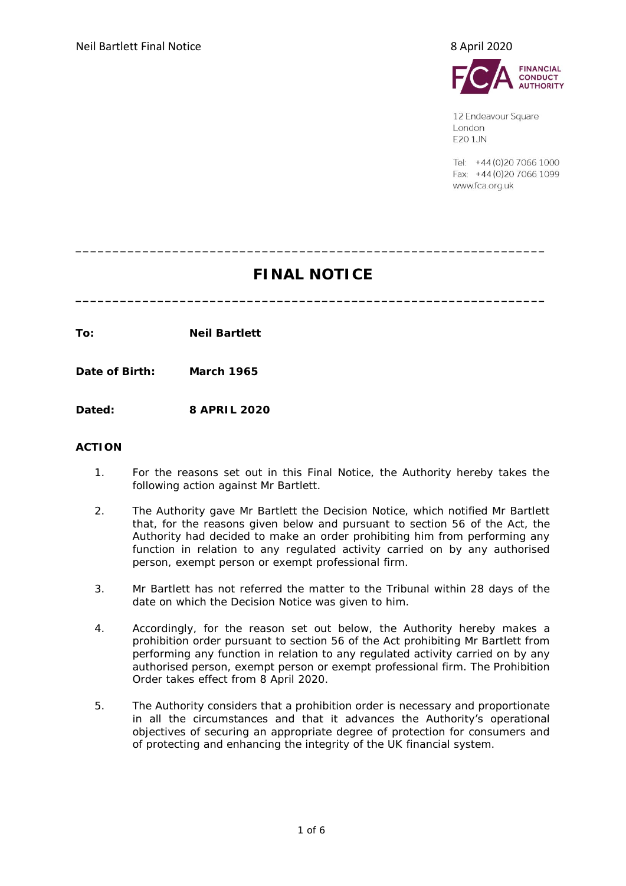12 Endeavour Square
London
E20 1JN

Tel: +44 (0)20 7066 1000
Fax: +44 (0)20 7066 1099
www.fca.org.uk

# FINAL NOTICE

**To:** **Neil Bartlett**

**Date of Birth:** **March 1965**

**Dated:** **8 APRIL 2020**

## ACTION

1. For the reasons set out in this Final Notice, the Authority hereby takes the following action against Mr Bartlett.

2. The Authority gave Mr Bartlett the Decision Notice, which notified Mr Bartlett that, for the reasons given below and pursuant to section 56 of the Act, the Authority had decided to make an order prohibiting him from performing any function in relation to any regulated activity carried on by any authorised person, exempt person or exempt professional firm.

3. Mr Bartlett has not referred the matter to the Tribunal within 28 days of the date on which the Decision Notice was given to him.

4. Accordingly, for the reason set out below, the Authority hereby makes a prohibition order pursuant to section 56 of the Act prohibiting Mr Bartlett from performing any function in relation to any regulated activity carried on by any authorised person, exempt person or exempt professional firm. The Prohibition Order takes effect from 8 April 2020.

5. The Authority considers that a prohibition order is necessary and proportionate in all the circumstances and that it advances the Authority's operational objectives of securing an appropriate degree of protection for consumers and of protecting and enhancing the integrity of the UK financial system.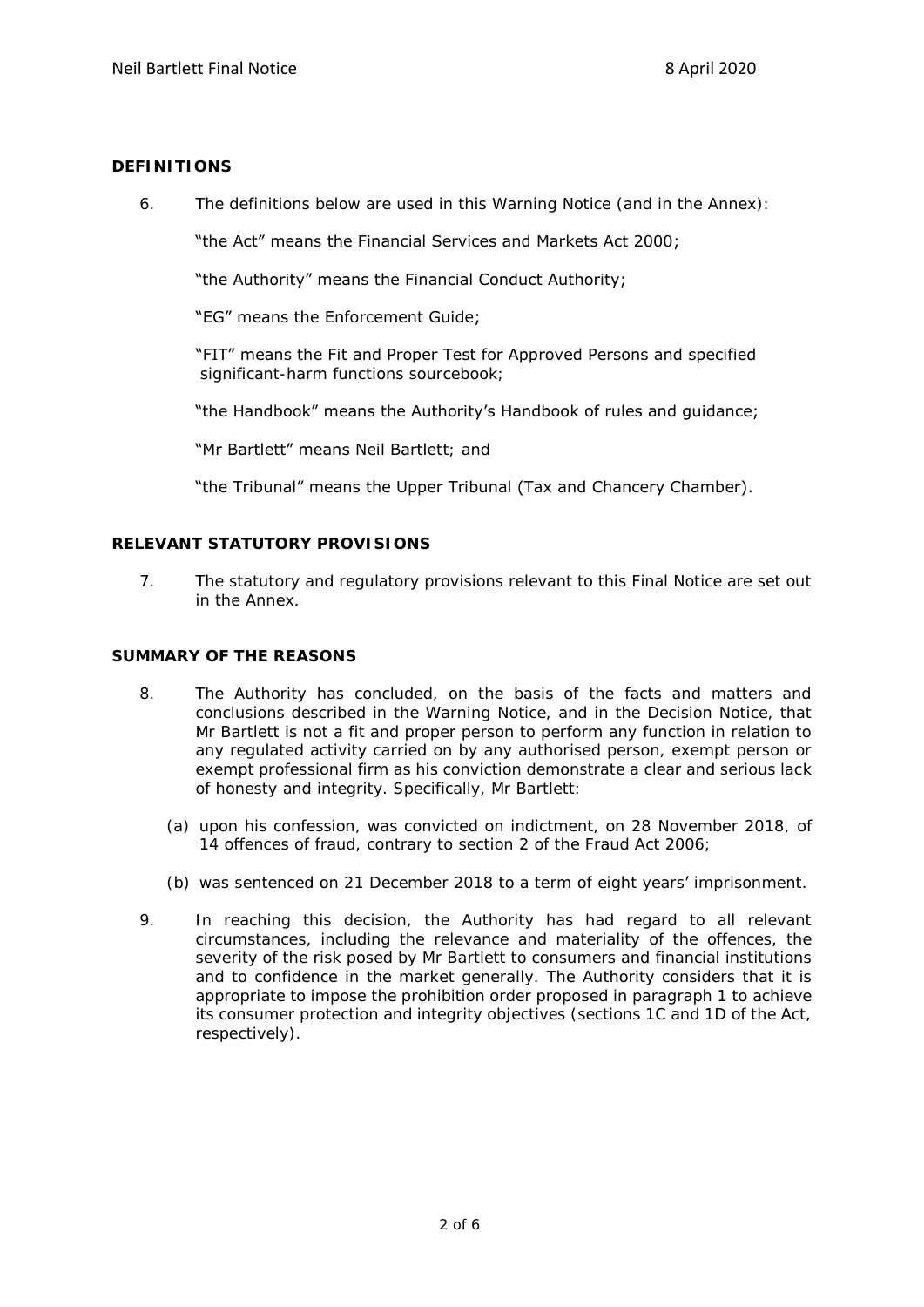## DEFINITIONS

6. The definitions below are used in this Warning Notice (and in the Annex):

   "the Act" means the Financial Services and Markets Act 2000;

   "the Authority" means the Financial Conduct Authority;

   "EG" means the Enforcement Guide;

   "FIT" means the Fit and Proper Test for Approved Persons and specified significant-harm functions sourcebook;

   "the Handbook" means the Authority's Handbook of rules and guidance;

   "Mr Bartlett" means Neil Bartlett; and

   "the Tribunal" means the Upper Tribunal (Tax and Chancery Chamber).

## RELEVANT STATUTORY PROVISIONS

7. The statutory and regulatory provisions relevant to this Final Notice are set out in the Annex.

## SUMMARY OF THE REASONS

8. The Authority has concluded, on the basis of the facts and matters and conclusions described in the Warning Notice, and in the Decision Notice, that Mr Bartlett is not a fit and proper person to perform any function in relation to any regulated activity carried on by any authorised person, exempt person or exempt professional firm as his conviction demonstrate a clear and serious lack of honesty and integrity. Specifically, Mr Bartlett:

   (a) upon his confession, was convicted on indictment, on 28 November 2018, of 14 offences of fraud, contrary to section 2 of the Fraud Act 2006;

   (b) was sentenced on 21 December 2018 to a term of eight years' imprisonment.

9. In reaching this decision, the Authority has had regard to all relevant circumstances, including the relevance and materiality of the offences, the severity of the risk posed by Mr Bartlett to consumers and financial institutions and to confidence in the market generally. The Authority considers that it is appropriate to impose the prohibition order proposed in paragraph 1 to achieve its consumer protection and integrity objectives (sections 1C and 1D of the Act, respectively).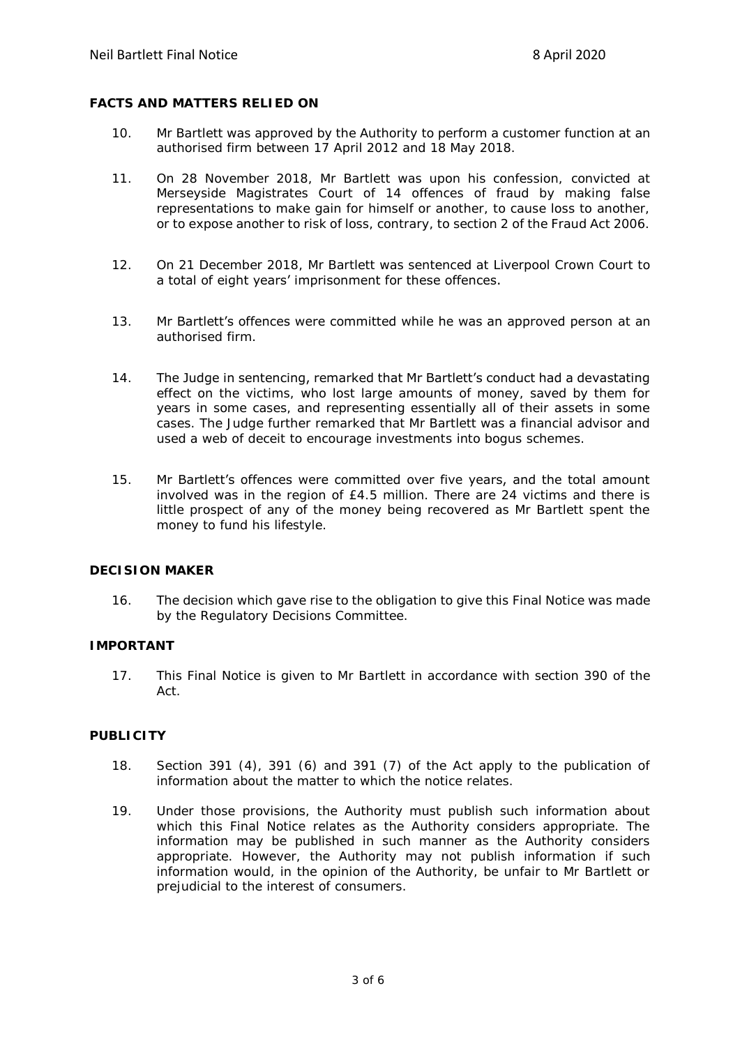## FACTS AND MATTERS RELIED ON

10. Mr Bartlett was approved by the Authority to perform a customer function at an authorised firm between 17 April 2012 and 18 May 2018.

11. On 28 November 2018, Mr Bartlett was upon his confession, convicted at Merseyside Magistrates Court of 14 offences of fraud by making false representations to make gain for himself or another, to cause loss to another, or to expose another to risk of loss, contrary, to section 2 of the Fraud Act 2006.

12. On 21 December 2018, Mr Bartlett was sentenced at Liverpool Crown Court to a total of eight years' imprisonment for these offences.

13. Mr Bartlett's offences were committed while he was an approved person at an authorised firm.

14. The Judge in sentencing, remarked that Mr Bartlett's conduct had a devastating effect on the victims, who lost large amounts of money, saved by them for years in some cases, and representing essentially all of their assets in some cases. The Judge further remarked that Mr Bartlett was a financial advisor and used a web of deceit to encourage investments into bogus schemes.

15. Mr Bartlett's offences were committed over five years, and the total amount involved was in the region of £4.5 million. There are 24 victims and there is little prospect of any of the money being recovered as Mr Bartlett spent the money to fund his lifestyle.

## DECISION MAKER

16. The decision which gave rise to the obligation to give this Final Notice was made by the Regulatory Decisions Committee.

## IMPORTANT

17. This Final Notice is given to Mr Bartlett in accordance with section 390 of the Act.

## PUBLICITY

18. Section 391 (4), 391 (6) and 391 (7) of the Act apply to the publication of information about the matter to which the notice relates.

19. Under those provisions, the Authority must publish such information about which this Final Notice relates as the Authority considers appropriate. The information may be published in such manner as the Authority considers appropriate. However, the Authority may not publish information if such information would, in the opinion of the Authority, be unfair to Mr Bartlett or prejudicial to the interest of consumers.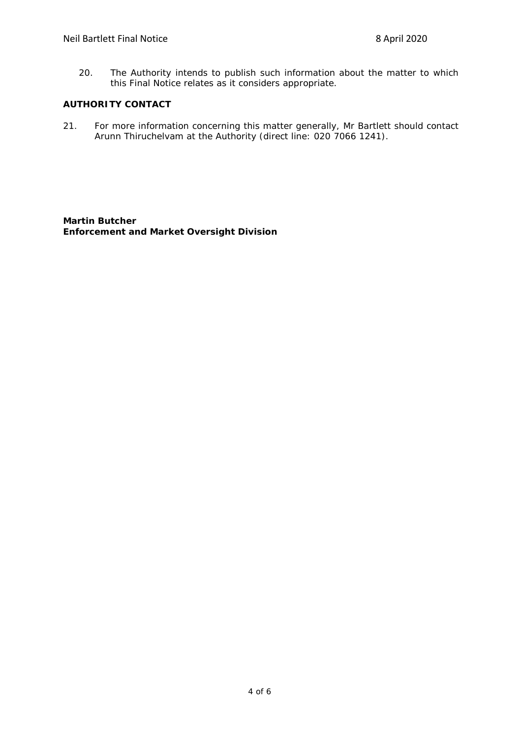20. The Authority intends to publish such information about the matter to which this Final Notice relates as it considers appropriate.

**AUTHORITY CONTACT**

21. For more information concerning this matter generally, Mr Bartlett should contact Arunn Thiruchelvam at the Authority (direct line: 020 7066 1241).

**Martin Butcher**
**Enforcement and Market Oversight Division**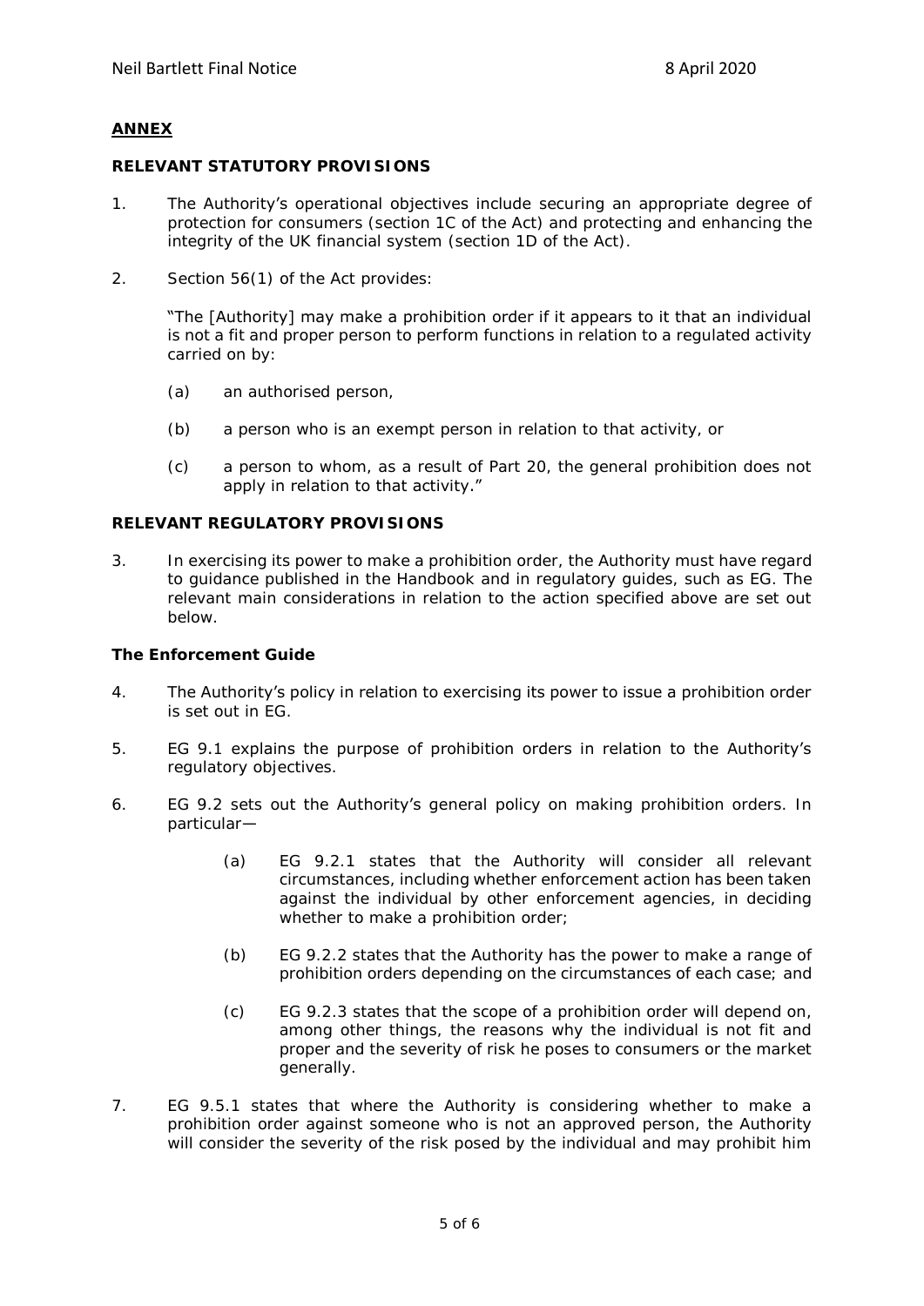## ANNEX

### RELEVANT STATUTORY PROVISIONS

1. The Authority's operational objectives include securing an appropriate degree of protection for consumers (section 1C of the Act) and protecting and enhancing the integrity of the UK financial system (section 1D of the Act).

2. Section 56(1) of the Act provides:

   "The [Authority] may make a prohibition order if it appears to it that an individual is not a fit and proper person to perform functions in relation to a regulated activity carried on by:

   (a) an authorised person,

   (b) a person who is an exempt person in relation to that activity, or

   (c) a person to whom, as a result of Part 20, the general prohibition does not apply in relation to that activity."

### RELEVANT REGULATORY PROVISIONS

3. In exercising its power to make a prohibition order, the Authority must have regard to guidance published in the Handbook and in regulatory guides, such as EG. The relevant main considerations in relation to the action specified above are set out below.

#### The Enforcement Guide

4. The Authority's policy in relation to exercising its power to issue a prohibition order is set out in EG.

5. EG 9.1 explains the purpose of prohibition orders in relation to the Authority's regulatory objectives.

6. EG 9.2 sets out the Authority's general policy on making prohibition orders. In particular—

   (a) EG 9.2.1 states that the Authority will consider all relevant circumstances, including whether enforcement action has been taken against the individual by other enforcement agencies, in deciding whether to make a prohibition order;

   (b) EG 9.2.2 states that the Authority has the power to make a range of prohibition orders depending on the circumstances of each case; and

   (c) EG 9.2.3 states that the scope of a prohibition order will depend on, among other things, the reasons why the individual is not fit and proper and the severity of risk he poses to consumers or the market generally.

7. EG 9.5.1 states that where the Authority is considering whether to make a prohibition order against someone who is not an approved person, the Authority will consider the severity of the risk posed by the individual and may prohibit him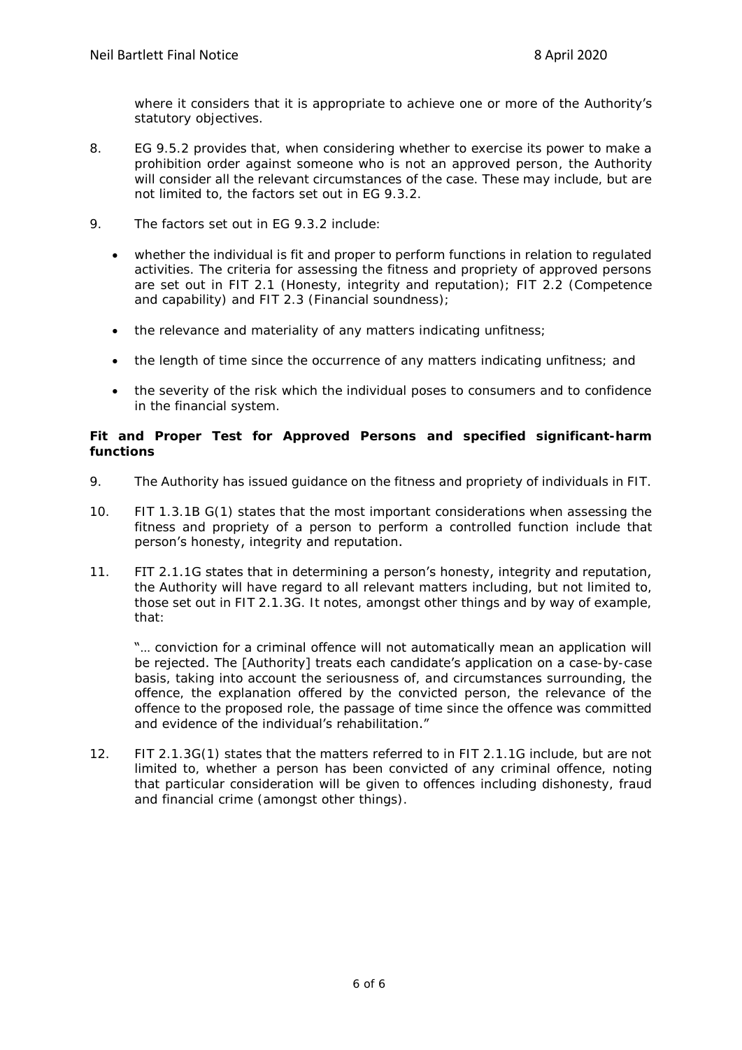where it considers that it is appropriate to achieve one or more of the Authority's statutory objectives.

8. EG 9.5.2 provides that, when considering whether to exercise its power to make a prohibition order against someone who is not an approved person, the Authority will consider all the relevant circumstances of the case. These may include, but are not limited to, the factors set out in EG 9.3.2.

9. The factors set out in EG 9.3.2 include:

- whether the individual is fit and proper to perform functions in relation to regulated activities. The criteria for assessing the fitness and propriety of approved persons are set out in FIT 2.1 (Honesty, integrity and reputation); FIT 2.2 (Competence and capability) and FIT 2.3 (Financial soundness);
- the relevance and materiality of any matters indicating unfitness;
- the length of time since the occurrence of any matters indicating unfitness; and
- the severity of the risk which the individual poses to consumers and to confidence in the financial system.

**Fit and Proper Test for Approved Persons and specified significant-harm functions**

9. The Authority has issued guidance on the fitness and propriety of individuals in FIT.

10. FIT 1.3.1B G(1) states that the most important considerations when assessing the fitness and propriety of a person to perform a controlled function include that person's honesty, integrity and reputation.

11. FIT 2.1.1G states that in determining a person's honesty, integrity and reputation, the Authority will have regard to all relevant matters including, but not limited to, those set out in FIT 2.1.3G. It notes, amongst other things and by way of example, that:

"… conviction for a criminal offence will not automatically mean an application will be rejected. The [Authority] treats each candidate's application on a case-by-case basis, taking into account the seriousness of, and circumstances surrounding, the offence, the explanation offered by the convicted person, the relevance of the offence to the proposed role, the passage of time since the offence was committed and evidence of the individual's rehabilitation."

12. FIT 2.1.3G(1) states that the matters referred to in FIT 2.1.1G include, but are not limited to, whether a person has been convicted of any criminal offence, noting that particular consideration will be given to offences including dishonesty, fraud and financial crime (amongst other things).